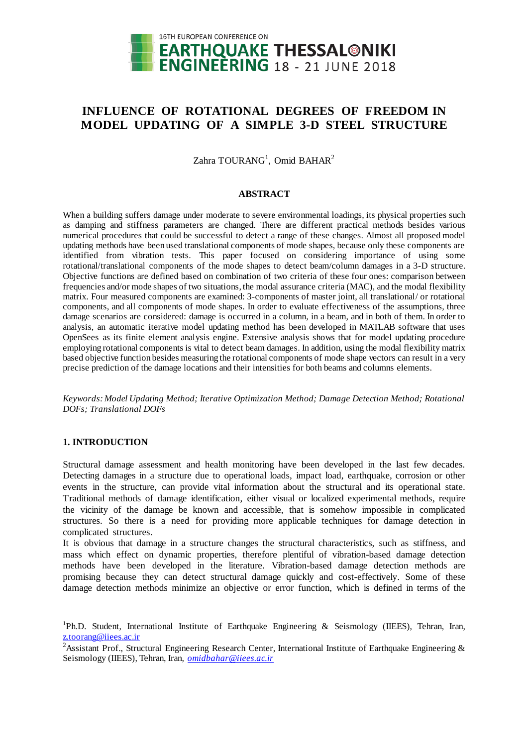# INFLUENCE OF ROTATIONAL DEGREES OF FREEDOM IN MODEL UPDATING OF A SIMPLE 3-D STEEL STRUCTURE

Zahra TOURANG[1], Omid BAHAR[2]

## ABSTRACT

When a building suffers damage under moderate to severe environmental loadings, its physical properties such as damping and stiffness parameters are changed. There are different practical methods besides various numerical procedures that could be successful to detect a range of these changes. Almost all proposed model updating methods have been used translational components of mode shapes, because only these components are identified from vibration tests. This paper focused on considering importance of using some rotational/translational components of the mode shapes to detect beam/column damages in a 3-D structure. Objective functions are defined based on combination of two criteria of these four ones: comparison between frequencies and/or mode shapes of two situations, the modal assurance criteria (MAC), and the modal flexibility matrix. Four measured components are examined: 3-components of master joint, all translational/ or rotational components, and all components of mode shapes. In order to evaluate effectiveness of the assumptions, three damage scenarios are considered: damage is occurred in a column, in a beam, and in both of them. In order to analysis, an automatic iterative model updating method has been developed in MATLAB software that uses OpenSees as its finite element analysis engine. Extensive analysis shows that for model updating procedure employing rotational components is vital to detect beam damages. In addition, using the modal flexibility matrix based objective function besides measuring the rotational components of mode shape vectors can result in a very precise prediction of the damage locations and their intensities for both beams and columns elements.

*Keywords: Model Updating Method; Iterative Optimization Method; Damage Detection Method; Rotational DOFs; Translational DOFs*

## 1. INTRODUCTION

Structural damage assessment and health monitoring have been developed in the last few decades. Detecting damages in a structure due to operational loads, impact load, earthquake, corrosion or other events in the structure, can provide vital information about the structural and its operational state. Traditional methods of damage identification, either visual or localized experimental methods, require the vicinity of the damage be known and accessible, that is somehow impossible in complicated structures. So there is a need for providing more applicable techniques for damage detection in complicated structures.

It is obvious that damage in a structure changes the structural characteristics, such as stiffness, and mass which effect on dynamic properties, therefore plentiful of vibration-based damage detection methods have been developed in the literature. Vibration-based damage detection methods are promising because they can detect structural damage quickly and cost-effectively. Some of these damage detection methods minimize an objective or error function, which is defined in terms of the

---

[1]Ph.D. Student, International Institute of Earthquake Engineering & Seismology (IIEES), Tehran, Iran, z.toorang@iiees.ac.ir

[2]Assistant Prof., Structural Engineering Research Center, International Institute of Earthquake Engineering & Seismology (IIEES), Tehran, Iran, *omidbahar@iiees.ac.ir*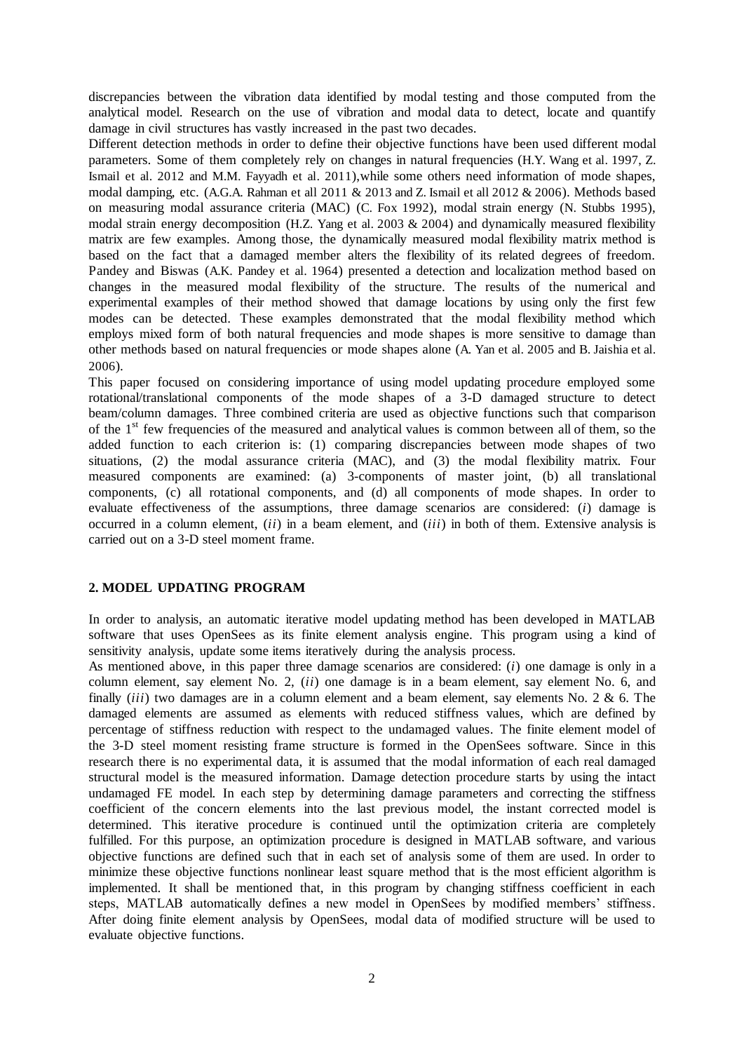discrepancies between the vibration data identified by modal testing and those computed from the analytical model. Research on the use of vibration and modal data to detect, locate and quantify damage in civil structures has vastly increased in the past two decades.

Different detection methods in order to define their objective functions have been used different modal parameters. Some of them completely rely on changes in natural frequencies (H.Y. Wang et al. 1997, Z. Ismail et al. 2012 and M.M. Fayyadh et al. 2011),while some others need information of mode shapes, modal damping, etc. (A.G.A. Rahman et all 2011 & 2013 and Z. Ismail et all 2012 & 2006). Methods based on measuring modal assurance criteria (MAC) (C. Fox 1992), modal strain energy (N. Stubbs 1995), modal strain energy decomposition (H.Z. Yang et al. 2003 & 2004) and dynamically measured flexibility matrix are few examples. Among those, the dynamically measured modal flexibility matrix method is based on the fact that a damaged member alters the flexibility of its related degrees of freedom. Pandey and Biswas (A.K. Pandey et al. 1964) presented a detection and localization method based on changes in the measured modal flexibility of the structure. The results of the numerical and experimental examples of their method showed that damage locations by using only the first few modes can be detected. These examples demonstrated that the modal flexibility method which employs mixed form of both natural frequencies and mode shapes is more sensitive to damage than other methods based on natural frequencies or mode shapes alone (A. Yan et al. 2005 and B. Jaishia et al. 2006).

This paper focused on considering importance of using model updating procedure employed some rotational/translational components of the mode shapes of a 3-D damaged structure to detect beam/column damages. Three combined criteria are used as objective functions such that comparison of the 1st few frequencies of the measured and analytical values is common between all of them, so the added function to each criterion is: (1) comparing discrepancies between mode shapes of two situations, (2) the modal assurance criteria (MAC), and (3) the modal flexibility matrix. Four measured components are examined: (a) 3-components of master joint, (b) all translational components, (c) all rotational components, and (d) all components of mode shapes. In order to evaluate effectiveness of the assumptions, three damage scenarios are considered: (*i*) damage is occurred in a column element, (*ii*) in a beam element, and (*iii*) in both of them. Extensive analysis is carried out on a 3-D steel moment frame.

## 2. MODEL UPDATING PROGRAM

In order to analysis, an automatic iterative model updating method has been developed in MATLAB software that uses OpenSees as its finite element analysis engine. This program using a kind of sensitivity analysis, update some items iteratively during the analysis process.

As mentioned above, in this paper three damage scenarios are considered: (*i*) one damage is only in a column element, say element No. 2, (*ii*) one damage is in a beam element, say element No. 6, and finally (*iii*) two damages are in a column element and a beam element, say elements No. 2 & 6. The damaged elements are assumed as elements with reduced stiffness values, which are defined by percentage of stiffness reduction with respect to the undamaged values. The finite element model of the 3-D steel moment resisting frame structure is formed in the OpenSees software. Since in this research there is no experimental data, it is assumed that the modal information of each real damaged structural model is the measured information. Damage detection procedure starts by using the intact undamaged FE model. In each step by determining damage parameters and correcting the stiffness coefficient of the concern elements into the last previous model, the instant corrected model is determined. This iterative procedure is continued until the optimization criteria are completely fulfilled. For this purpose, an optimization procedure is designed in MATLAB software, and various objective functions are defined such that in each set of analysis some of them are used. In order to minimize these objective functions nonlinear least square method that is the most efficient algorithm is implemented. It shall be mentioned that, in this program by changing stiffness coefficient in each steps, MATLAB automatically defines a new model in OpenSees by modified members' stiffness. After doing finite element analysis by OpenSees, modal data of modified structure will be used to evaluate objective functions.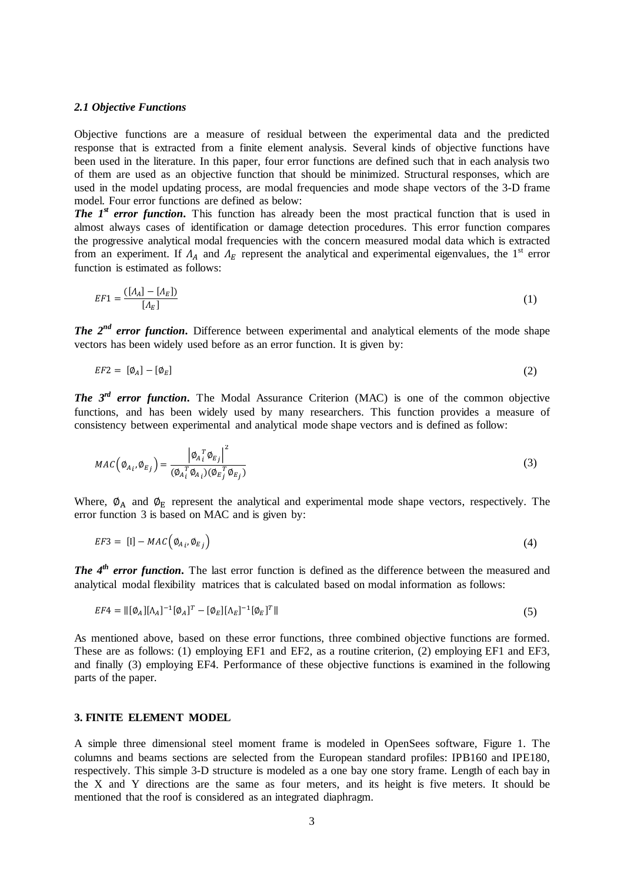### *2.1 Objective Functions*

Objective functions are a measure of residual between the experimental data and the predicted response that is extracted from a finite element analysis. Several kinds of objective functions have been used in the literature. In this paper, four error functions are defined such that in each analysis two of them are used as an objective function that should be minimized. Structural responses, which are used in the model updating process, are modal frequencies and mode shape vectors of the 3-D frame model. Four error functions are defined as below:

***The 1st error function*.** This function has already been the most practical function that is used in almost always cases of identification or damage detection procedures. This error function compares the progressive analytical modal frequencies with the concern measured modal data which is extracted from an experiment. If $\Lambda_A$ and $\Lambda_E$ represent the analytical and experimental eigenvalues, the 1st error function is estimated as follows:

$$EF1 = \frac{([\Lambda_A] - [\Lambda_E])}{[\Lambda_E]} \tag{1}$$

***The 2nd error function*.** Difference between experimental and analytical elements of the mode shape vectors has been widely used before as an error function. It is given by:

$$EF2 = [\emptyset_A] - [\emptyset_E] \tag{2}$$

***The 3rd error function*.** The Modal Assurance Criterion (MAC) is one of the common objective functions, and has been widely used by many researchers. This function provides a measure of consistency between experimental and analytical mode shape vectors and is defined as follow:

$$MAC\left(\emptyset_{A_i}, \emptyset_{E_j}\right) = \frac{\left|{\emptyset_{A}}_i^T {\emptyset_{E}}_j\right|^2}{({\emptyset_{A}}_i^T {\emptyset_{A}}_i)({\emptyset_{E}}_j^T {\emptyset_{E}}_j)} \tag{3}$$

Where, $\emptyset_A$ and $\emptyset_E$ represent the analytical and experimental mode shape vectors, respectively. The error function 3 is based on MAC and is given by:

$$EF3 = [\mathrm{I}] - MAC\left(\emptyset_{A_i}, \emptyset_{E_j}\right) \tag{4}$$

***The 4th error function*.** The last error function is defined as the difference between the measured and analytical modal flexibility matrices that is calculated based on modal information as follows:

$$EF4 = \|[\emptyset_A][\Lambda_A]^{-1}[\emptyset_A]^T - [\emptyset_E][\Lambda_E]^{-1}[\emptyset_E]^T\| \tag{5}$$

As mentioned above, based on these error functions, three combined objective functions are formed. These are as follows: (1) employing EF1 and EF2, as a routine criterion, (2) employing EF1 and EF3, and finally (3) employing EF4. Performance of these objective functions is examined in the following parts of the paper.

## 3. FINITE ELEMENT MODEL

A simple three dimensional steel moment frame is modeled in OpenSees software, Figure 1. The columns and beams sections are selected from the European standard profiles: IPB160 and IPE180, respectively. This simple 3-D structure is modeled as a one bay one story frame. Length of each bay in the X and Y directions are the same as four meters, and its height is five meters. It should be mentioned that the roof is considered as an integrated diaphragm.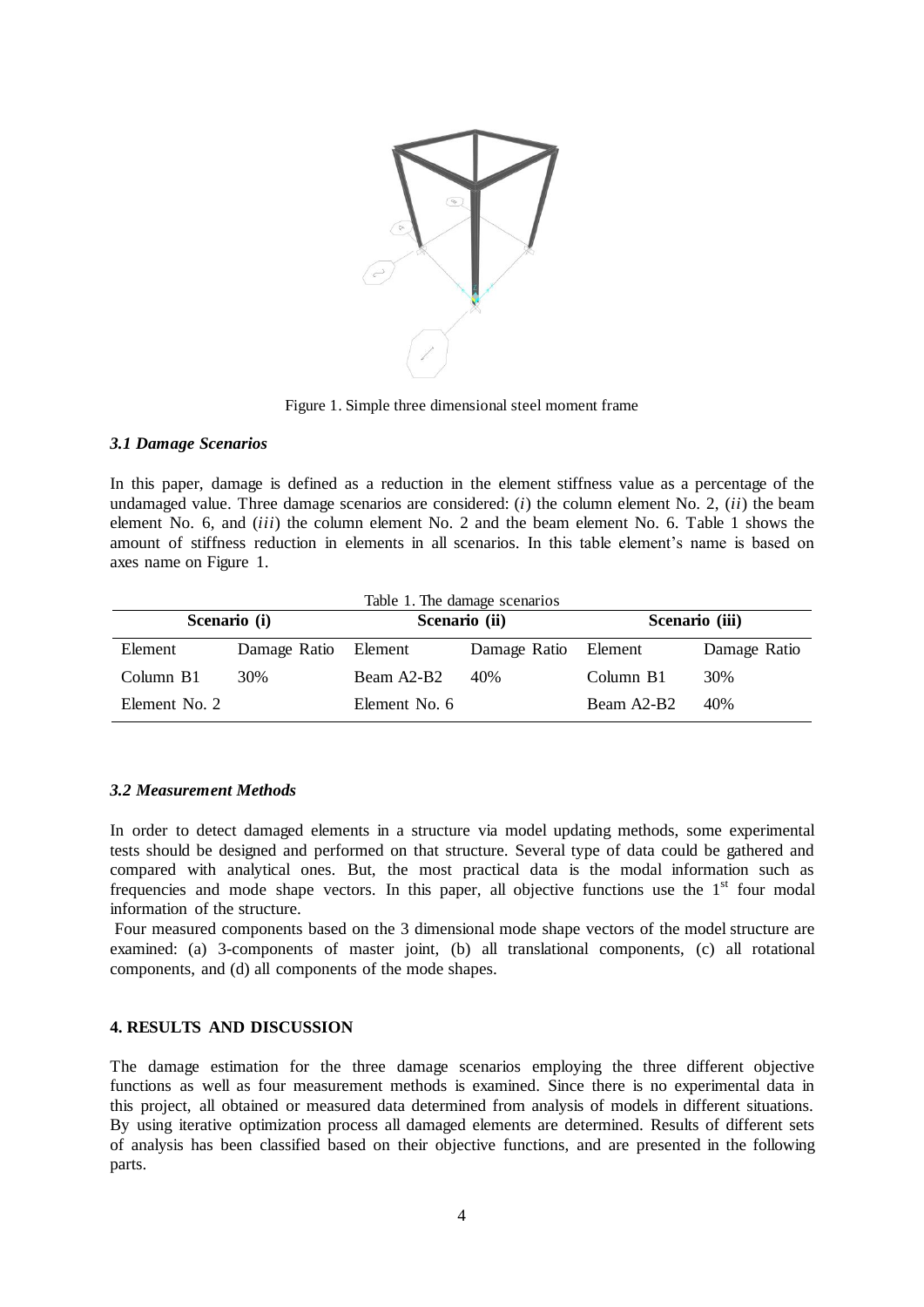Figure 1. Simple three dimensional steel moment frame

### *3.1 Damage Scenarios*

In this paper, damage is defined as a reduction in the element stiffness value as a percentage of the undamaged value. Three damage scenarios are considered: ($i$) the column element No. 2, ($ii$) the beam element No. 6, and ($iii$) the column element No. 2 and the beam element No. 6. Table 1 shows the amount of stiffness reduction in elements in all scenarios. In this table element's name is based on axes name on Figure 1.

Table 1. The damage scenarios

| **Scenario (i)** | | **Scenario (ii)** | | **Scenario (iii)** | |
|---|---|---|---|---|---|
| Element | Damage Ratio | Element | Damage Ratio | Element | Damage Ratio |
| Column B1 | 30% | Beam A2-B2 | 40% | Column B1 | 30% |
| Element No. 2 | | Element No. 6 | | Beam A2-B2 | 40% |

### *3.2 Measurement Methods*

In order to detect damaged elements in a structure via model updating methods, some experimental tests should be designed and performed on that structure. Several type of data could be gathered and compared with analytical ones. But, the most practical data is the modal information such as frequencies and mode shape vectors. In this paper, all objective functions use the 1st four modal information of the structure.

Four measured components based on the 3 dimensional mode shape vectors of the model structure are examined: (a) 3-components of master joint, (b) all translational components, (c) all rotational components, and (d) all components of the mode shapes.

## 4. RESULTS AND DISCUSSION

The damage estimation for the three damage scenarios employing the three different objective functions as well as four measurement methods is examined. Since there is no experimental data in this project, all obtained or measured data determined from analysis of models in different situations. By using iterative optimization process all damaged elements are determined. Results of different sets of analysis has been classified based on their objective functions, and are presented in the following parts.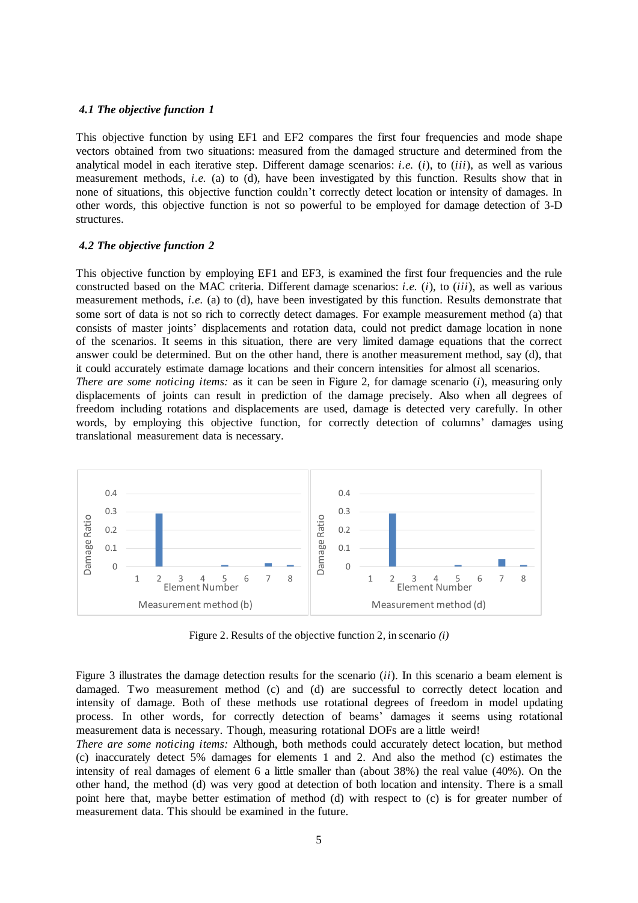#### *4.1 The objective function 1*

This objective function by using EF1 and EF2 compares the first four frequencies and mode shape vectors obtained from two situations: measured from the damaged structure and determined from the analytical model in each iterative step. Different damage scenarios: *i.e.* (*i*), to (*iii*), as well as various measurement methods, *i.e.* (a) to (d), have been investigated by this function. Results show that in none of situations, this objective function couldn't correctly detect location or intensity of damages. In other words, this objective function is not so powerful to be employed for damage detection of 3-D structures.

#### *4.2 The objective function 2*

This objective function by employing EF1 and EF3, is examined the first four frequencies and the rule constructed based on the MAC criteria. Different damage scenarios: *i.e.* (*i*), to (*iii*), as well as various measurement methods, *i.e.* (a) to (d), have been investigated by this function. Results demonstrate that some sort of data is not so rich to correctly detect damages. For example measurement method (a) that consists of master joints' displacements and rotation data, could not predict damage location in none of the scenarios. It seems in this situation, there are very limited damage equations that the correct answer could be determined. But on the other hand, there is another measurement method, say (d), that it could accurately estimate damage locations and their concern intensities for almost all scenarios.

*There are some noticing items:* as it can be seen in Figure 2, for damage scenario (*i*), measuring only displacements of joints can result in prediction of the damage precisely. Also when all degrees of freedom including rotations and displacements are used, damage is detected very carefully. In other words, by employing this objective function, for correctly detection of columns' damages using translational measurement data is necessary.

Figure 2. Results of the objective function 2, in scenario *(i)*

Figure 3 illustrates the damage detection results for the scenario (*ii*). In this scenario a beam element is damaged. Two measurement method (c) and (d) are successful to correctly detect location and intensity of damage. Both of these methods use rotational degrees of freedom in model updating process. In other words, for correctly detection of beams' damages it seems using rotational measurement data is necessary. Though, measuring rotational DOFs are a little weird!

*There are some noticing items:* Although, both methods could accurately detect location, but method (c) inaccurately detect 5% damages for elements 1 and 2. And also the method (c) estimates the intensity of real damages of element 6 a little smaller than (about 38%) the real value (40%). On the other hand, the method (d) was very good at detection of both location and intensity. There is a small point here that, maybe better estimation of method (d) with respect to (c) is for greater number of measurement data. This should be examined in the future.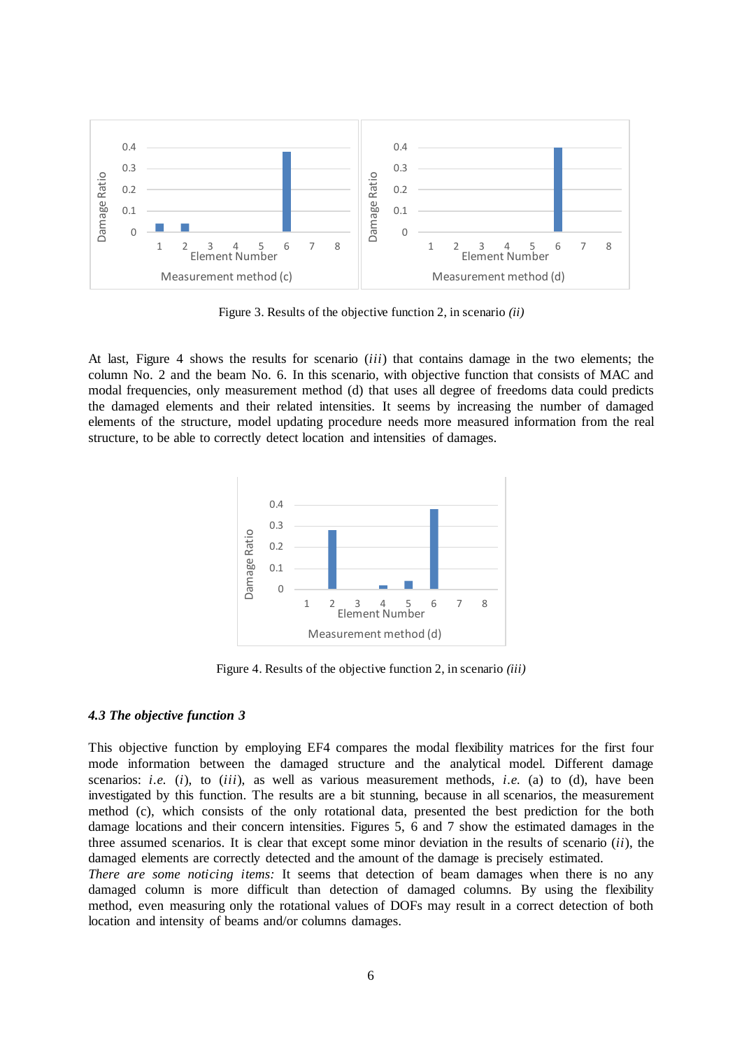Figure 3. Results of the objective function 2, in scenario *(ii)*

At last, Figure 4 shows the results for scenario ($iii$) that contains damage in the two elements; the column No. 2 and the beam No. 6. In this scenario, with objective function that consists of MAC and modal frequencies, only measurement method (d) that uses all degree of freedoms data could predicts the damaged elements and their related intensities. It seems by increasing the number of damaged elements of the structure, model updating procedure needs more measured information from the real structure, to be able to correctly detect location and intensities of damages.

Figure 4. Results of the objective function 2, in scenario *(iii)*

### *4.3 The objective function 3*

This objective function by employing EF4 compares the modal flexibility matrices for the first four mode information between the damaged structure and the analytical model. Different damage scenarios: *i.e.* ($i$), to ($iii$), as well as various measurement methods, *i.e.* (a) to (d), have been investigated by this function. The results are a bit stunning, because in all scenarios, the measurement method (c), which consists of the only rotational data, presented the best prediction for the both damage locations and their concern intensities. Figures 5, 6 and 7 show the estimated damages in the three assumed scenarios. It is clear that except some minor deviation in the results of scenario ($ii$), the damaged elements are correctly detected and the amount of the damage is precisely estimated.

*There are some noticing items:* It seems that detection of beam damages when there is no any damaged column is more difficult than detection of damaged columns. By using the flexibility method, even measuring only the rotational values of DOFs may result in a correct detection of both location and intensity of beams and/or columns damages.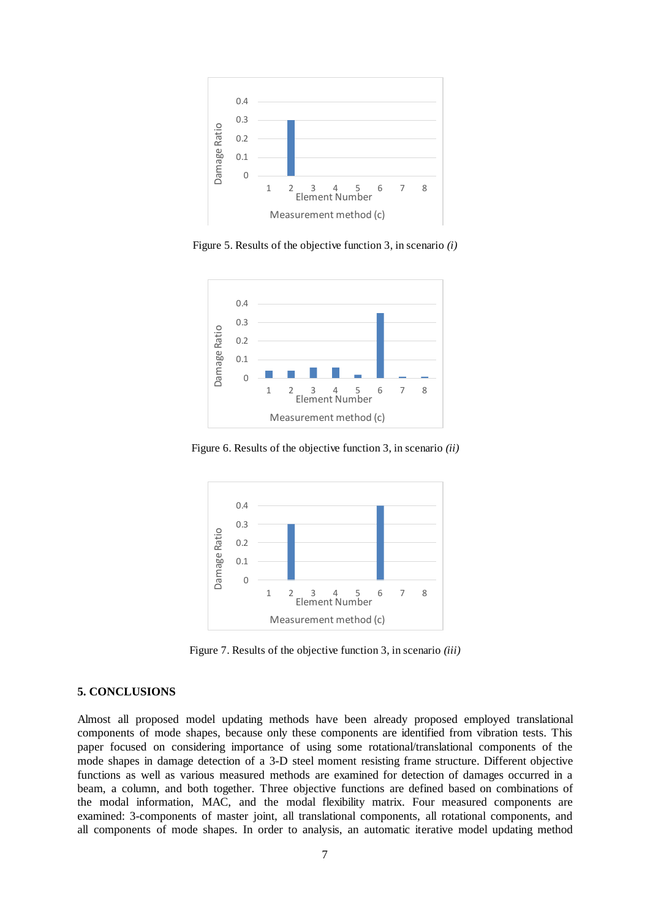Figure 5. Results of the objective function 3, in scenario *(i)*

Figure 6. Results of the objective function 3, in scenario *(ii)*

Figure 7. Results of the objective function 3, in scenario *(iii)*

## 5. CONCLUSIONS

Almost all proposed model updating methods have been already proposed employed translational components of mode shapes, because only these components are identified from vibration tests. This paper focused on considering importance of using some rotational/translational components of the mode shapes in damage detection of a 3-D steel moment resisting frame structure. Different objective functions as well as various measured methods are examined for detection of damages occurred in a beam, a column, and both together. Three objective functions are defined based on combinations of the modal information, MAC, and the modal flexibility matrix. Four measured components are examined: 3-components of master joint, all translational components, all rotational components, and all components of mode shapes. In order to analysis, an automatic iterative model updating method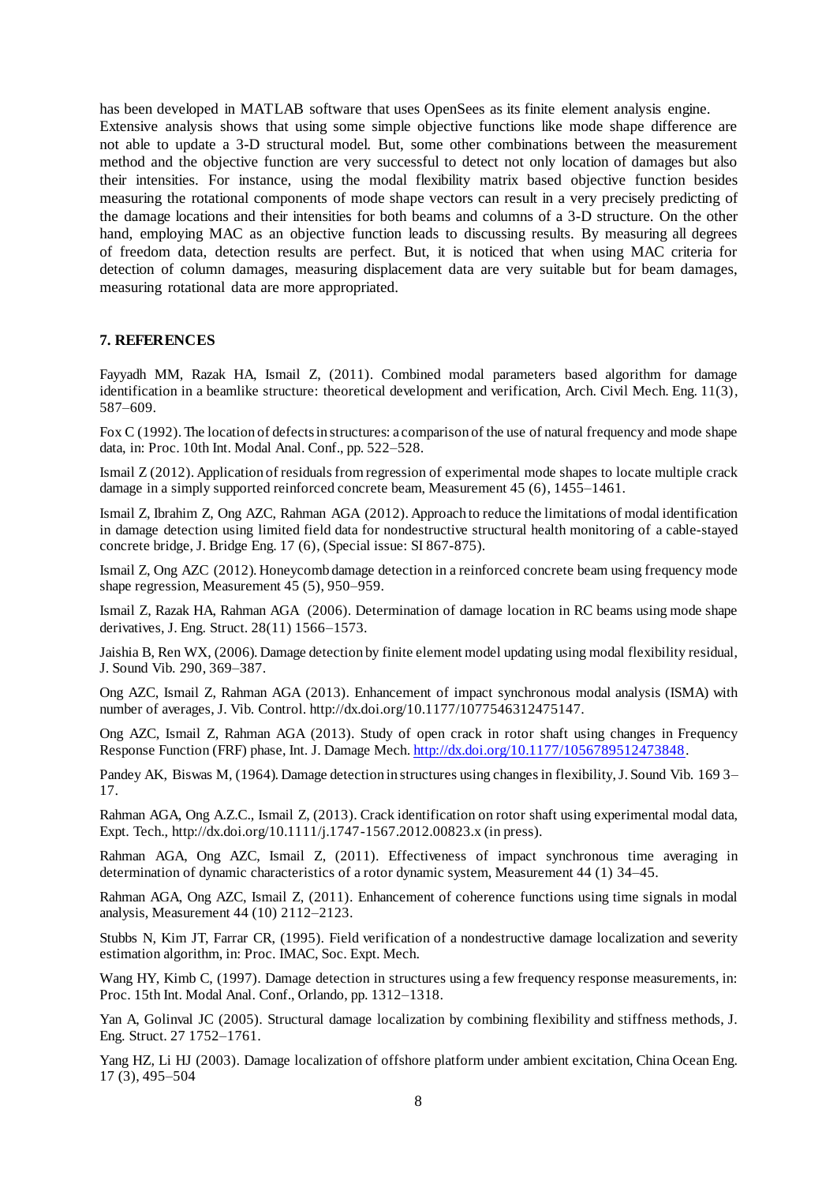has been developed in MATLAB software that uses OpenSees as its finite element analysis engine. Extensive analysis shows that using some simple objective functions like mode shape difference are not able to update a 3-D structural model. But, some other combinations between the measurement method and the objective function are very successful to detect not only location of damages but also their intensities. For instance, using the modal flexibility matrix based objective function besides measuring the rotational components of mode shape vectors can result in a very precisely predicting of the damage locations and their intensities for both beams and columns of a 3-D structure. On the other hand, employing MAC as an objective function leads to discussing results. By measuring all degrees of freedom data, detection results are perfect. But, it is noticed that when using MAC criteria for detection of column damages, measuring displacement data are very suitable but for beam damages, measuring rotational data are more appropriated.

## 7. REFERENCES

Fayyadh MM, Razak HA, Ismail Z, (2011). Combined modal parameters based algorithm for damage identification in a beamlike structure: theoretical development and verification, Arch. Civil Mech. Eng. 11(3), 587–609.

Fox C (1992). The location of defects in structures: a comparison of the use of natural frequency and mode shape data, in: Proc. 10th Int. Modal Anal. Conf., pp. 522–528.

Ismail Z (2012). Application of residuals from regression of experimental mode shapes to locate multiple crack damage in a simply supported reinforced concrete beam, Measurement 45 (6), 1455–1461.

Ismail Z, Ibrahim Z, Ong AZC, Rahman AGA (2012). Approach to reduce the limitations of modal identification in damage detection using limited field data for nondestructive structural health monitoring of a cable-stayed concrete bridge, J. Bridge Eng. 17 (6), (Special issue: SI 867-875).

Ismail Z, Ong AZC (2012). Honeycomb damage detection in a reinforced concrete beam using frequency mode shape regression, Measurement 45 (5), 950–959.

Ismail Z, Razak HA, Rahman AGA (2006). Determination of damage location in RC beams using mode shape derivatives, J. Eng. Struct. 28(11) 1566–1573.

Jaishia B, Ren WX, (2006). Damage detection by finite element model updating using modal flexibility residual, J. Sound Vib. 290, 369–387.

Ong AZC, Ismail Z, Rahman AGA (2013). Enhancement of impact synchronous modal analysis (ISMA) with number of averages, J. Vib. Control. http://dx.doi.org/10.1177/1077546312475147.

Ong AZC, Ismail Z, Rahman AGA (2013). Study of open crack in rotor shaft using changes in Frequency Response Function (FRF) phase, Int. J. Damage Mech. http://dx.doi.org/10.1177/1056789512473848.

Pandey AK, Biswas M, (1964). Damage detection in structures using changes in flexibility, J. Sound Vib. 169 3–17.

Rahman AGA, Ong A.Z.C., Ismail Z, (2013). Crack identification on rotor shaft using experimental modal data, Expt. Tech., http://dx.doi.org/10.1111/j.1747-1567.2012.00823.x (in press).

Rahman AGA, Ong AZC, Ismail Z, (2011). Effectiveness of impact synchronous time averaging in determination of dynamic characteristics of a rotor dynamic system, Measurement 44 (1) 34–45.

Rahman AGA, Ong AZC, Ismail Z, (2011). Enhancement of coherence functions using time signals in modal analysis, Measurement 44 (10) 2112–2123.

Stubbs N, Kim JT, Farrar CR, (1995). Field verification of a nondestructive damage localization and severity estimation algorithm, in: Proc. IMAC, Soc. Expt. Mech.

Wang HY, Kimb C, (1997). Damage detection in structures using a few frequency response measurements, in: Proc. 15th Int. Modal Anal. Conf., Orlando, pp. 1312–1318.

Yan A, Golinval JC (2005). Structural damage localization by combining flexibility and stiffness methods, J. Eng. Struct. 27 1752–1761.

Yang HZ, Li HJ (2003). Damage localization of offshore platform under ambient excitation, China Ocean Eng. 17 (3), 495–504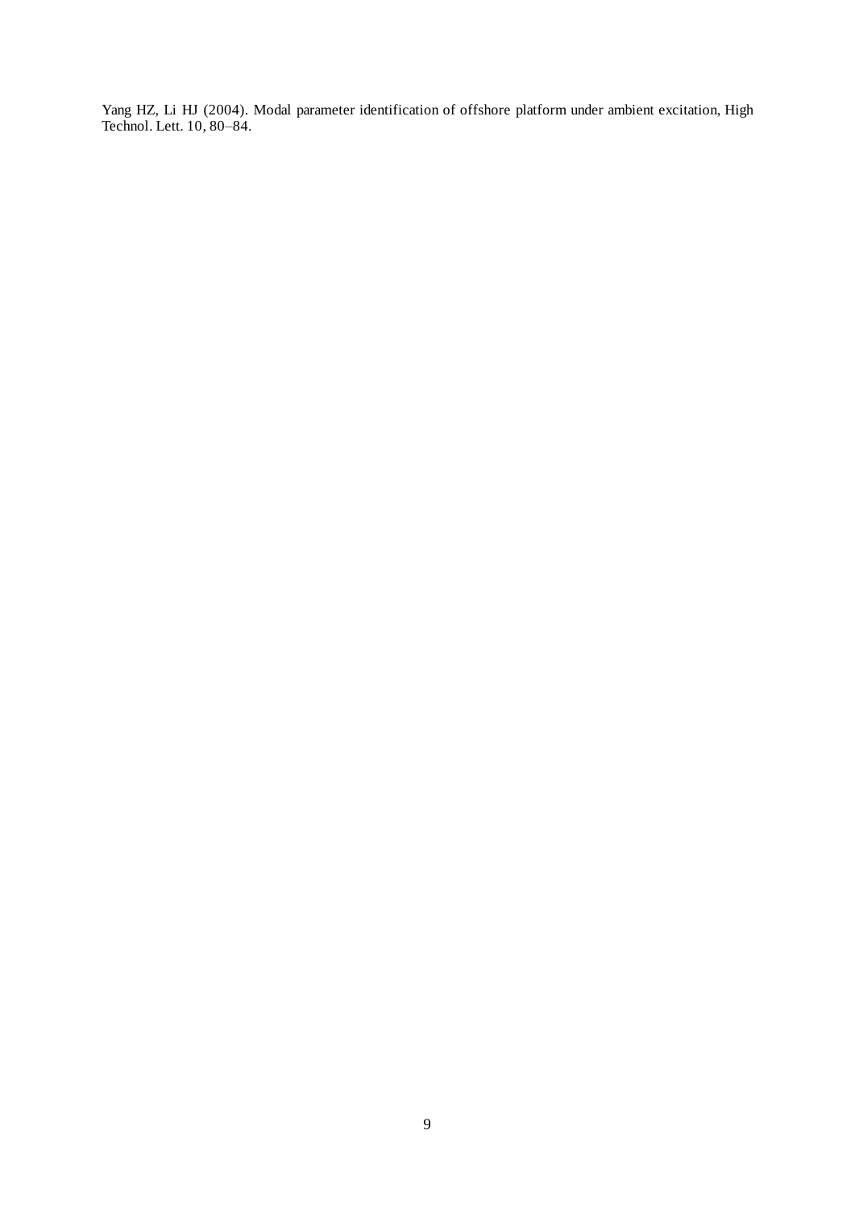Yang HZ, Li HJ (2004). Modal parameter identification of offshore platform under ambient excitation, High Technol. Lett. 10, 80–84.